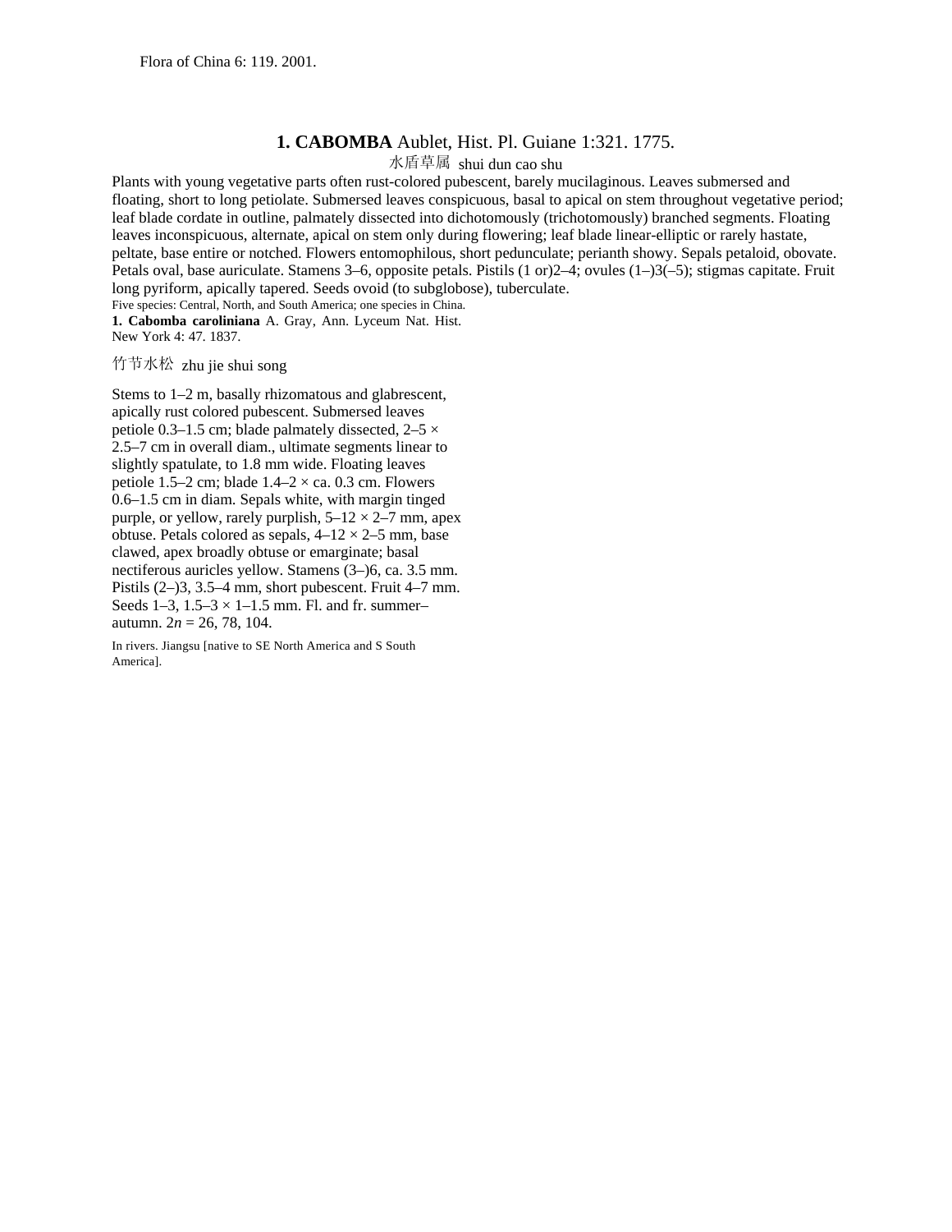Flora of China 6: 119. 2001.

# 1. CABOMBA Aublet, Hist. Pl. Guiane 1:321. 1775.

水盾草属 shui dun cao shu

Plants with young vegetative parts often rust-colored pubescent, barely mucilaginous. Leaves submersed and floating, short to long petiolate. Submersed leaves conspicuous, basal to apical on stem throughout vegetative period; leaf blade cordate in outline, palmately dissected into dichotomously (trichotomously) branched segments. Floating leaves inconspicuous, alternate, apical on stem only during flowering; leaf blade linear-elliptic or rarely hastate, peltate, base entire or notched. Flowers entomophilous, short pedunculate; perianth showy. Sepals petaloid, obovate. Petals oval, base auriculate. Stamens 3–6, opposite petals. Pistils (1 or)2–4; ovules (1–)3(–5); stigmas capitate. Fruit long pyriform, apically tapered. Seeds ovoid (to subglobose), tuberculate.

Five species: Central, North, and South America; one species in China.

**1. Cabomba caroliniana** A. Gray, Ann. Lyceum Nat. Hist. New York 4: 47. 1837.

竹节水松 zhu jie shui song

Stems to 1–2 m, basally rhizomatous and glabrescent, apically rust colored pubescent. Submersed leaves petiole 0.3–1.5 cm; blade palmately dissected, 2–5 × 2.5–7 cm in overall diam., ultimate segments linear to slightly spatulate, to 1.8 mm wide. Floating leaves petiole 1.5–2 cm; blade 1.4–2 × ca. 0.3 cm. Flowers 0.6–1.5 cm in diam. Sepals white, with margin tinged purple, or yellow, rarely purplish, 5–12 × 2–7 mm, apex obtuse. Petals colored as sepals, 4–12 × 2–5 mm, base clawed, apex broadly obtuse or emarginate; basal nectiferous auricles yellow. Stamens (3–)6, ca. 3.5 mm. Pistils (2–)3, 3.5–4 mm, short pubescent. Fruit 4–7 mm. Seeds 1–3, 1.5–3 × 1–1.5 mm. Fl. and fr. summer–autumn. $2n = 26, 78, 104$.

In rivers. Jiangsu [native to SE North America and S South America].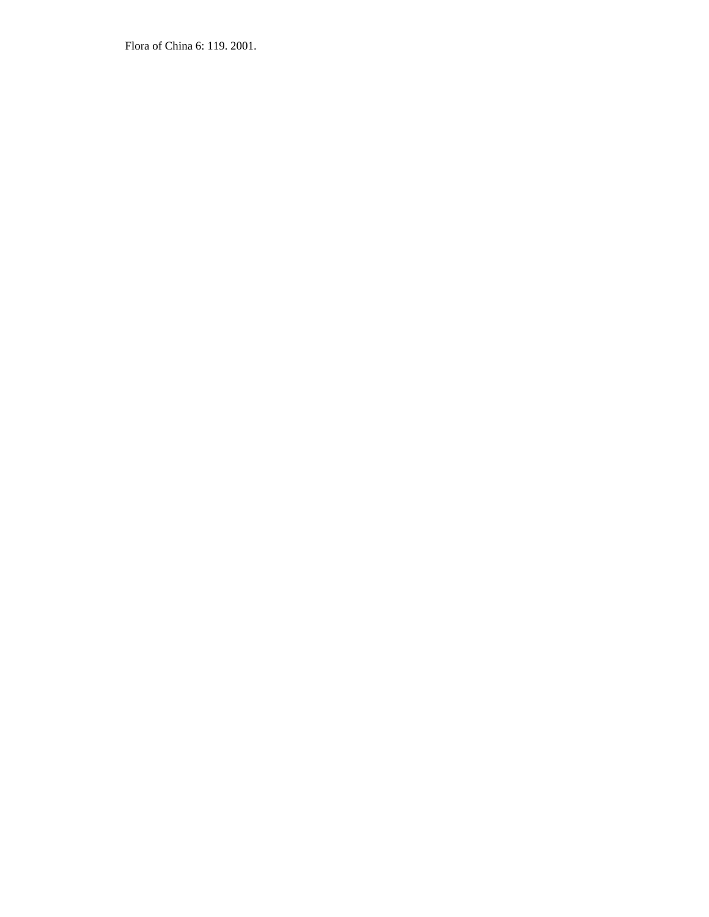Flora of China 6: 119. 2001.